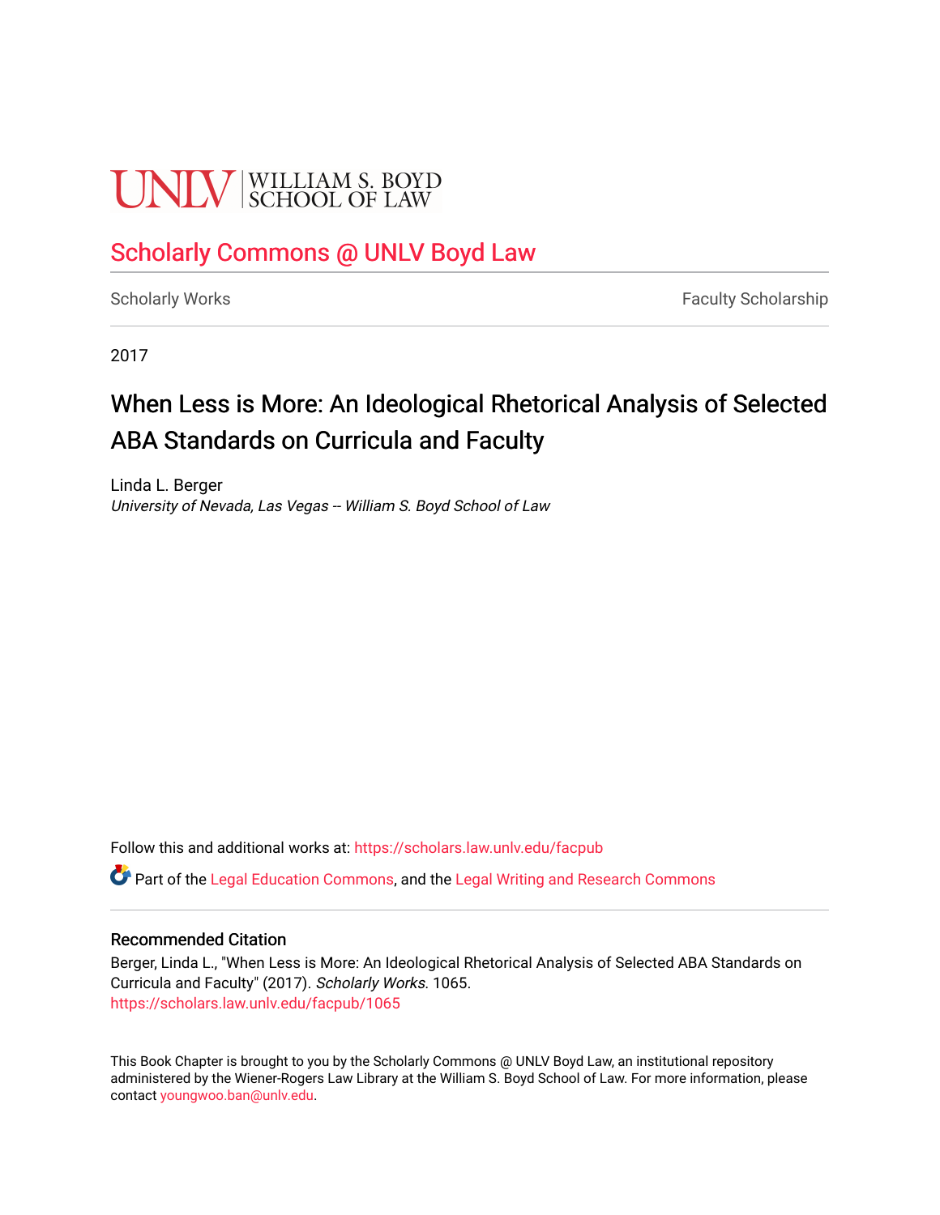UNLV | WILLIAM S. BOYD SCHOOL OF LAW

Scholarly Commons @ UNLV Boyd Law

Scholarly Works | Faculty Scholarship

2017

# When Less is More: An Ideological Rhetorical Analysis of Selected ABA Standards on Curricula and Faculty

Linda L. Berger
*University of Nevada, Las Vegas -- William S. Boyd School of Law*

Follow this and additional works at: https://scholars.law.unlv.edu/facpub

Part of the Legal Education Commons, and the Legal Writing and Research Commons

## Recommended Citation

Berger, Linda L., "When Less is More: An Ideological Rhetorical Analysis of Selected ABA Standards on Curricula and Faculty" (2017). *Scholarly Works*. 1065.
https://scholars.law.unlv.edu/facpub/1065

This Book Chapter is brought to you by the Scholarly Commons @ UNLV Boyd Law, an institutional repository administered by the Wiener-Rogers Law Library at the William S. Boyd School of Law. For more information, please contact youngwoo.ban@unlv.edu.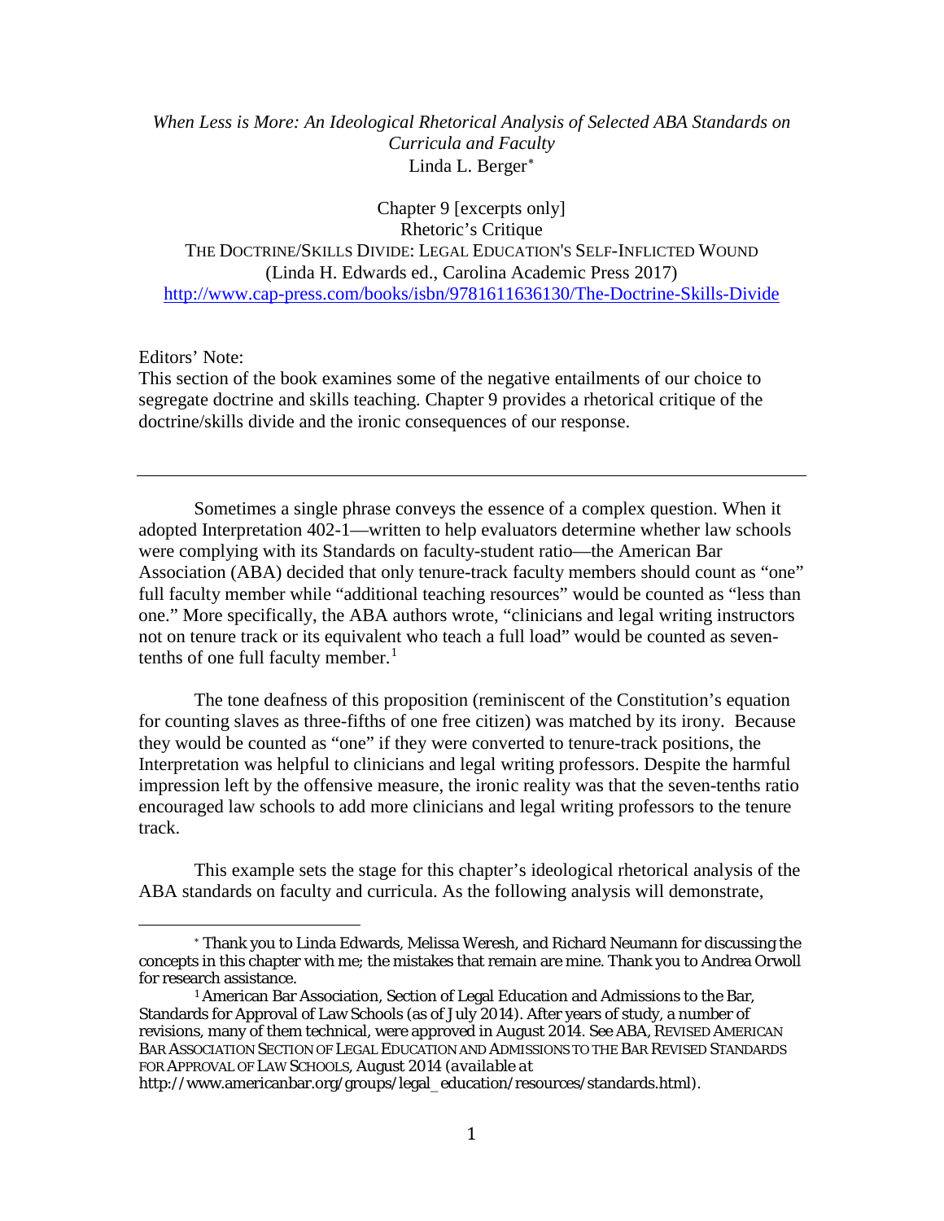*When Less is More: An Ideological Rhetorical Analysis of Selected ABA Standards on Curricula and Faculty*
Linda L. Berger[*]

Chapter 9 [excerpts only]
Rhetoric's Critique
THE DOCTRINE/SKILLS DIVIDE: LEGAL EDUCATION'S SELF-INFLICTED WOUND
(Linda H. Edwards ed., Carolina Academic Press 2017)
http://www.cap-press.com/books/isbn/9781611636130/The-Doctrine-Skills-Divide

Editors' Note:
This section of the book examines some of the negative entailments of our choice to segregate doctrine and skills teaching. Chapter 9 provides a rhetorical critique of the doctrine/skills divide and the ironic consequences of our response.

---

Sometimes a single phrase conveys the essence of a complex question. When it adopted Interpretation 402-1—written to help evaluators determine whether law schools were complying with its Standards on faculty-student ratio—the American Bar Association (ABA) decided that only tenure-track faculty members should count as "one" full faculty member while "additional teaching resources" would be counted as "less than one." More specifically, the ABA authors wrote, "clinicians and legal writing instructors not on tenure track or its equivalent who teach a full load" would be counted as seven-tenths of one full faculty member.[1]

The tone deafness of this proposition (reminiscent of the Constitution's equation for counting slaves as three-fifths of one free citizen) was matched by its irony. Because they would be counted as "one" if they were converted to tenure-track positions, the Interpretation was helpful to clinicians and legal writing professors. Despite the harmful impression left by the offensive measure, the ironic reality was that the seven-tenths ratio encouraged law schools to add more clinicians and legal writing professors to the tenure track.

This example sets the stage for this chapter's ideological rhetorical analysis of the ABA standards on faculty and curricula. As the following analysis will demonstrate,

---

[*] Thank you to Linda Edwards, Melissa Weresh, and Richard Neumann for discussing the concepts in this chapter with me; the mistakes that remain are mine. Thank you to Andrea Orwoll for research assistance.

[1] American Bar Association, Section of Legal Education and Admissions to the Bar, Standards for Approval of Law Schools (as of July 2014). After years of study, a number of revisions, many of them technical, were approved in August 2014. See ABA, REVISED AMERICAN BAR ASSOCIATION SECTION OF LEGAL EDUCATION AND ADMISSIONS TO THE BAR REVISED STANDARDS FOR APPROVAL OF LAW SCHOOLS, August 2014 (*available at* http://www.americanbar.org/groups/legal_education/resources/standards.html).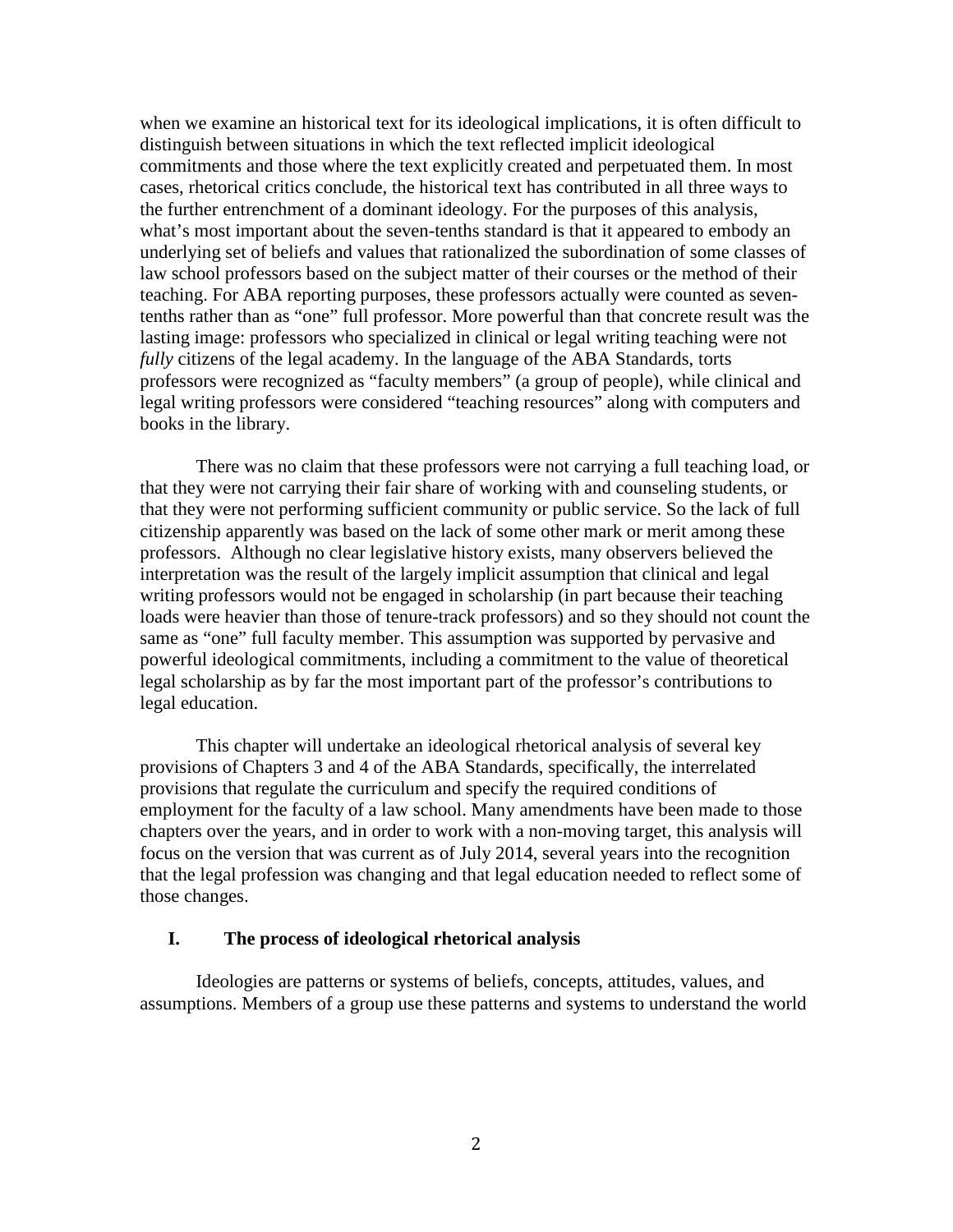when we examine an historical text for its ideological implications, it is often difficult to distinguish between situations in which the text reflected implicit ideological commitments and those where the text explicitly created and perpetuated them. In most cases, rhetorical critics conclude, the historical text has contributed in all three ways to the further entrenchment of a dominant ideology. For the purposes of this analysis, what's most important about the seven-tenths standard is that it appeared to embody an underlying set of beliefs and values that rationalized the subordination of some classes of law school professors based on the subject matter of their courses or the method of their teaching. For ABA reporting purposes, these professors actually were counted as seven-tenths rather than as "one" full professor. More powerful than that concrete result was the lasting image: professors who specialized in clinical or legal writing teaching were not *fully* citizens of the legal academy. In the language of the ABA Standards, torts professors were recognized as "faculty members" (a group of people), while clinical and legal writing professors were considered "teaching resources" along with computers and books in the library.

There was no claim that these professors were not carrying a full teaching load, or that they were not carrying their fair share of working with and counseling students, or that they were not performing sufficient community or public service. So the lack of full citizenship apparently was based on the lack of some other mark or merit among these professors. Although no clear legislative history exists, many observers believed the interpretation was the result of the largely implicit assumption that clinical and legal writing professors would not be engaged in scholarship (in part because their teaching loads were heavier than those of tenure-track professors) and so they should not count the same as "one" full faculty member. This assumption was supported by pervasive and powerful ideological commitments, including a commitment to the value of theoretical legal scholarship as by far the most important part of the professor's contributions to legal education.

This chapter will undertake an ideological rhetorical analysis of several key provisions of Chapters 3 and 4 of the ABA Standards, specifically, the interrelated provisions that regulate the curriculum and specify the required conditions of employment for the faculty of a law school. Many amendments have been made to those chapters over the years, and in order to work with a non-moving target, this analysis will focus on the version that was current as of July 2014, several years into the recognition that the legal profession was changing and that legal education needed to reflect some of those changes.

## I. The process of ideological rhetorical analysis

Ideologies are patterns or systems of beliefs, concepts, attitudes, values, and assumptions. Members of a group use these patterns and systems to understand the world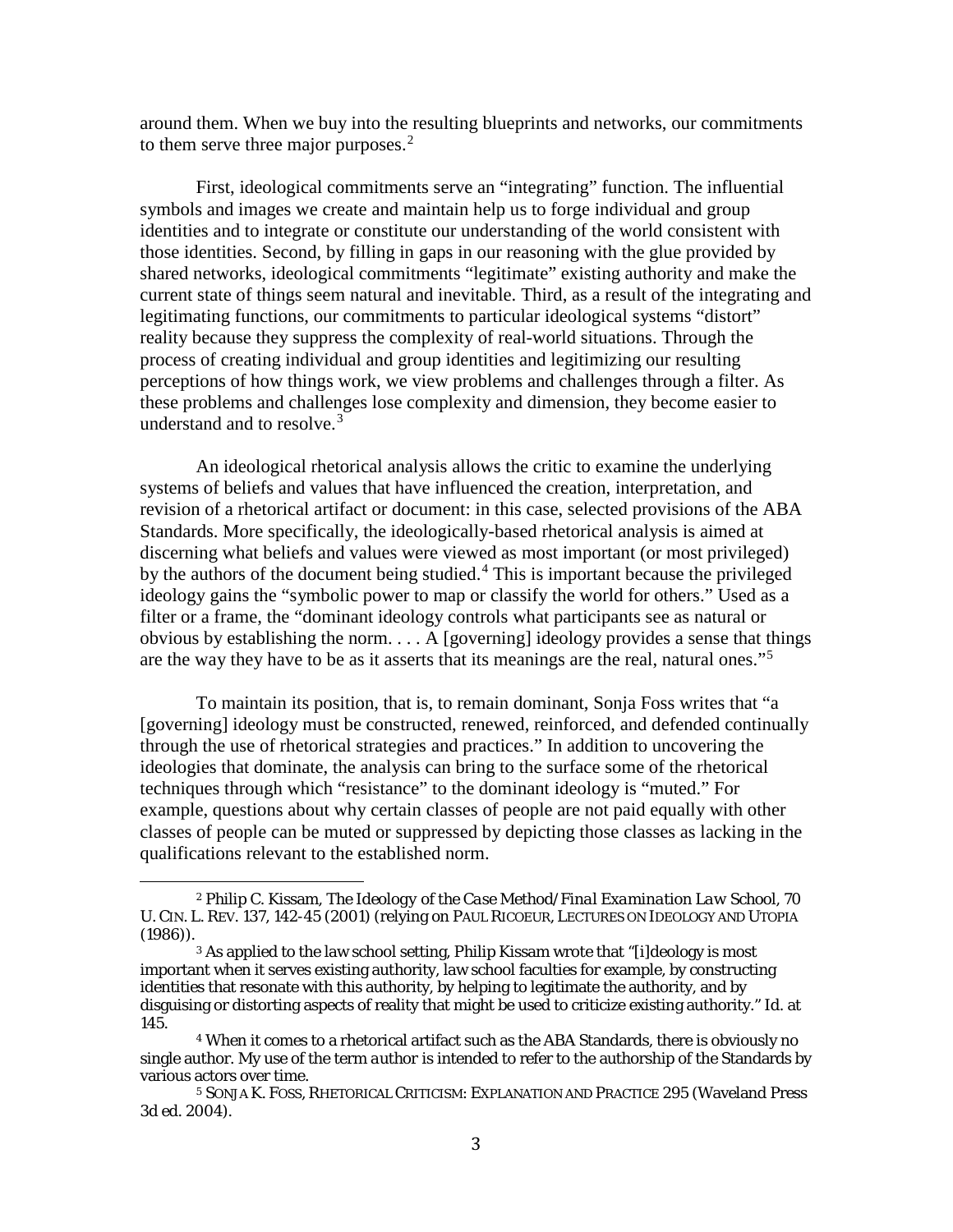around them. When we buy into the resulting blueprints and networks, our commitments to them serve three major purposes.[2]

First, ideological commitments serve an "integrating" function. The influential symbols and images we create and maintain help us to forge individual and group identities and to integrate or constitute our understanding of the world consistent with those identities. Second, by filling in gaps in our reasoning with the glue provided by shared networks, ideological commitments "legitimate" existing authority and make the current state of things seem natural and inevitable. Third, as a result of the integrating and legitimating functions, our commitments to particular ideological systems "distort" reality because they suppress the complexity of real-world situations. Through the process of creating individual and group identities and legitimizing our resulting perceptions of how things work, we view problems and challenges through a filter. As these problems and challenges lose complexity and dimension, they become easier to understand and to resolve.[3]

An ideological rhetorical analysis allows the critic to examine the underlying systems of beliefs and values that have influenced the creation, interpretation, and revision of a rhetorical artifact or document: in this case, selected provisions of the ABA Standards. More specifically, the ideologically-based rhetorical analysis is aimed at discerning what beliefs and values were viewed as most important (or most privileged) by the authors of the document being studied.[4] This is important because the privileged ideology gains the "symbolic power to map or classify the world for others." Used as a filter or a frame, the "dominant ideology controls what participants see as natural or obvious by establishing the norm. . . . A [governing] ideology provides a sense that things are the way they have to be as it asserts that its meanings are the real, natural ones."[5]

To maintain its position, that is, to remain dominant, Sonja Foss writes that "a [governing] ideology must be constructed, renewed, reinforced, and defended continually through the use of rhetorical strategies and practices." In addition to uncovering the ideologies that dominate, the analysis can bring to the surface some of the rhetorical techniques through which "resistance" to the dominant ideology is "muted." For example, questions about why certain classes of people are not paid equally with other classes of people can be muted or suppressed by depicting those classes as lacking in the qualifications relevant to the established norm.

---

[2] Philip C. Kissam, *The Ideology of the Case Method/Final Examination Law School*, 70 U. CIN. L. REV. 137, 142-45 (2001) (relying on PAUL RICOEUR, LECTURES ON IDEOLOGY AND UTOPIA (1986)).

[3] As applied to the law school setting, Philip Kissam wrote that "[i]deology is most important when it serves existing authority, law school faculties for example, by constructing identities that resonate with this authority, by helping to legitimate the authority, and by disguising or distorting aspects of reality that might be used to criticize existing authority." *Id.* at 145.

[4] When it comes to a rhetorical artifact such as the ABA Standards, there is obviously no single author. My use of the term *author* is intended to refer to the authorship of the Standards by various actors over time.

[5] SONJA K. FOSS, RHETORICAL CRITICISM: EXPLANATION AND PRACTICE 295 (Waveland Press 3d ed. 2004).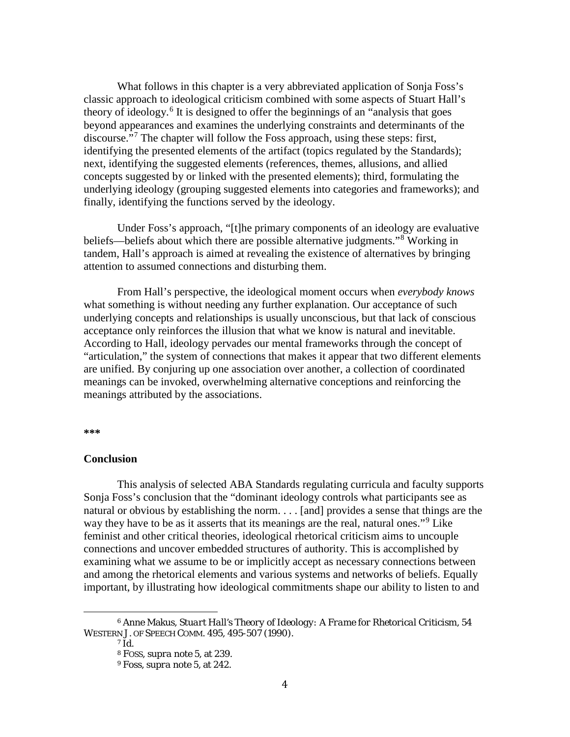What follows in this chapter is a very abbreviated application of Sonja Foss's classic approach to ideological criticism combined with some aspects of Stuart Hall's theory of ideology.[6] It is designed to offer the beginnings of an "analysis that goes beyond appearances and examines the underlying constraints and determinants of the discourse."[7] The chapter will follow the Foss approach, using these steps: first, identifying the presented elements of the artifact (topics regulated by the Standards); next, identifying the suggested elements (references, themes, allusions, and allied concepts suggested by or linked with the presented elements); third, formulating the underlying ideology (grouping suggested elements into categories and frameworks); and finally, identifying the functions served by the ideology.

Under Foss's approach, "[t]he primary components of an ideology are evaluative beliefs—beliefs about which there are possible alternative judgments."[8] Working in tandem, Hall's approach is aimed at revealing the existence of alternatives by bringing attention to assumed connections and disturbing them.

From Hall's perspective, the ideological moment occurs when *everybody knows* what something is without needing any further explanation. Our acceptance of such underlying concepts and relationships is usually unconscious, but that lack of conscious acceptance only reinforces the illusion that what we know is natural and inevitable. According to Hall, ideology pervades our mental frameworks through the concept of "articulation," the system of connections that makes it appear that two different elements are unified. By conjuring up one association over another, a collection of coordinated meanings can be invoked, overwhelming alternative conceptions and reinforcing the meanings attributed by the associations.

**\*\*\***

**Conclusion**

This analysis of selected ABA Standards regulating curricula and faculty supports Sonja Foss's conclusion that the "dominant ideology controls what participants see as natural or obvious by establishing the norm. . . . [and] provides a sense that things are the way they have to be as it asserts that its meanings are the real, natural ones."[9] Like feminist and other critical theories, ideological rhetorical criticism aims to uncouple connections and uncover embedded structures of authority. This is accomplished by examining what we assume to be or implicitly accept as necessary connections between and among the rhetorical elements and various systems and networks of beliefs. Equally important, by illustrating how ideological commitments shape our ability to listen to and

---

[6] Anne Makus, *Stuart Hall's Theory of Ideology: A Frame for Rhetorical Criticism*, 54 WESTERN J. OF SPEECH COMM. 495, 495-507 (1990).

[7] *Id.*

[8] FOSS, *supra* note 5, at 239.

[9] Foss, *supra* note 5, at 242.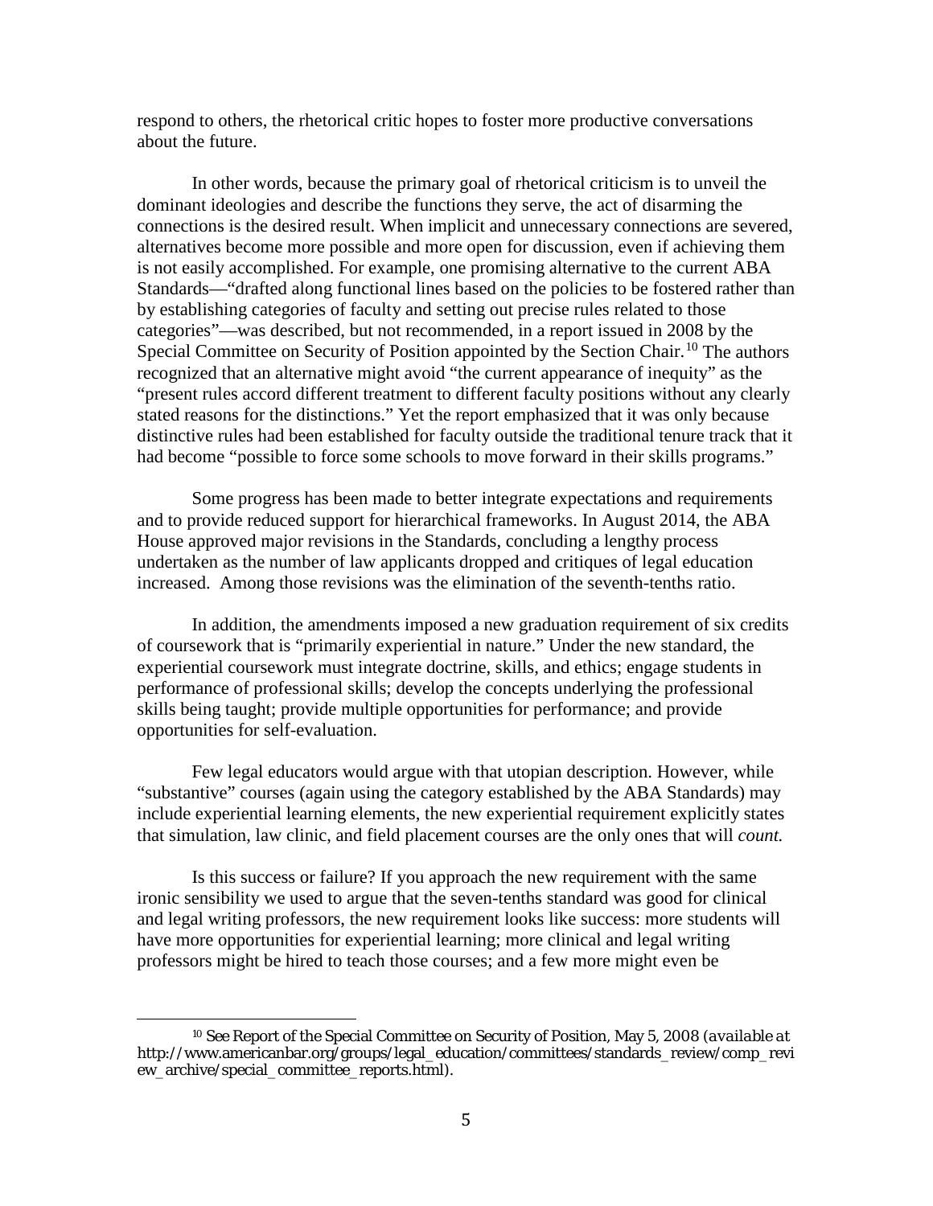respond to others, the rhetorical critic hopes to foster more productive conversations about the future.

In other words, because the primary goal of rhetorical criticism is to unveil the dominant ideologies and describe the functions they serve, the act of disarming the connections is the desired result. When implicit and unnecessary connections are severed, alternatives become more possible and more open for discussion, even if achieving them is not easily accomplished. For example, one promising alternative to the current ABA Standards—"drafted along functional lines based on the policies to be fostered rather than by establishing categories of faculty and setting out precise rules related to those categories"—was described, but not recommended, in a report issued in 2008 by the Special Committee on Security of Position appointed by the Section Chair.[10] The authors recognized that an alternative might avoid "the current appearance of inequity" as the "present rules accord different treatment to different faculty positions without any clearly stated reasons for the distinctions." Yet the report emphasized that it was only because distinctive rules had been established for faculty outside the traditional tenure track that it had become "possible to force some schools to move forward in their skills programs."

Some progress has been made to better integrate expectations and requirements and to provide reduced support for hierarchical frameworks. In August 2014, the ABA House approved major revisions in the Standards, concluding a lengthy process undertaken as the number of law applicants dropped and critiques of legal education increased. Among those revisions was the elimination of the seventh-tenths ratio.

In addition, the amendments imposed a new graduation requirement of six credits of coursework that is "primarily experiential in nature." Under the new standard, the experiential coursework must integrate doctrine, skills, and ethics; engage students in performance of professional skills; develop the concepts underlying the professional skills being taught; provide multiple opportunities for performance; and provide opportunities for self-evaluation.

Few legal educators would argue with that utopian description. However, while "substantive" courses (again using the category established by the ABA Standards) may include experiential learning elements, the new experiential requirement explicitly states that simulation, law clinic, and field placement courses are the only ones that will *count.*

Is this success or failure? If you approach the new requirement with the same ironic sensibility we used to argue that the seven-tenths standard was good for clinical and legal writing professors, the new requirement looks like success: more students will have more opportunities for experiential learning; more clinical and legal writing professors might be hired to teach those courses; and a few more might even be

---

[10] See Report of the Special Committee on Security of Position, May 5, 2008 (*available at* http://www.americanbar.org/groups/legal_education/committees/standards_review/comp_review_archive/special_committee_reports.html).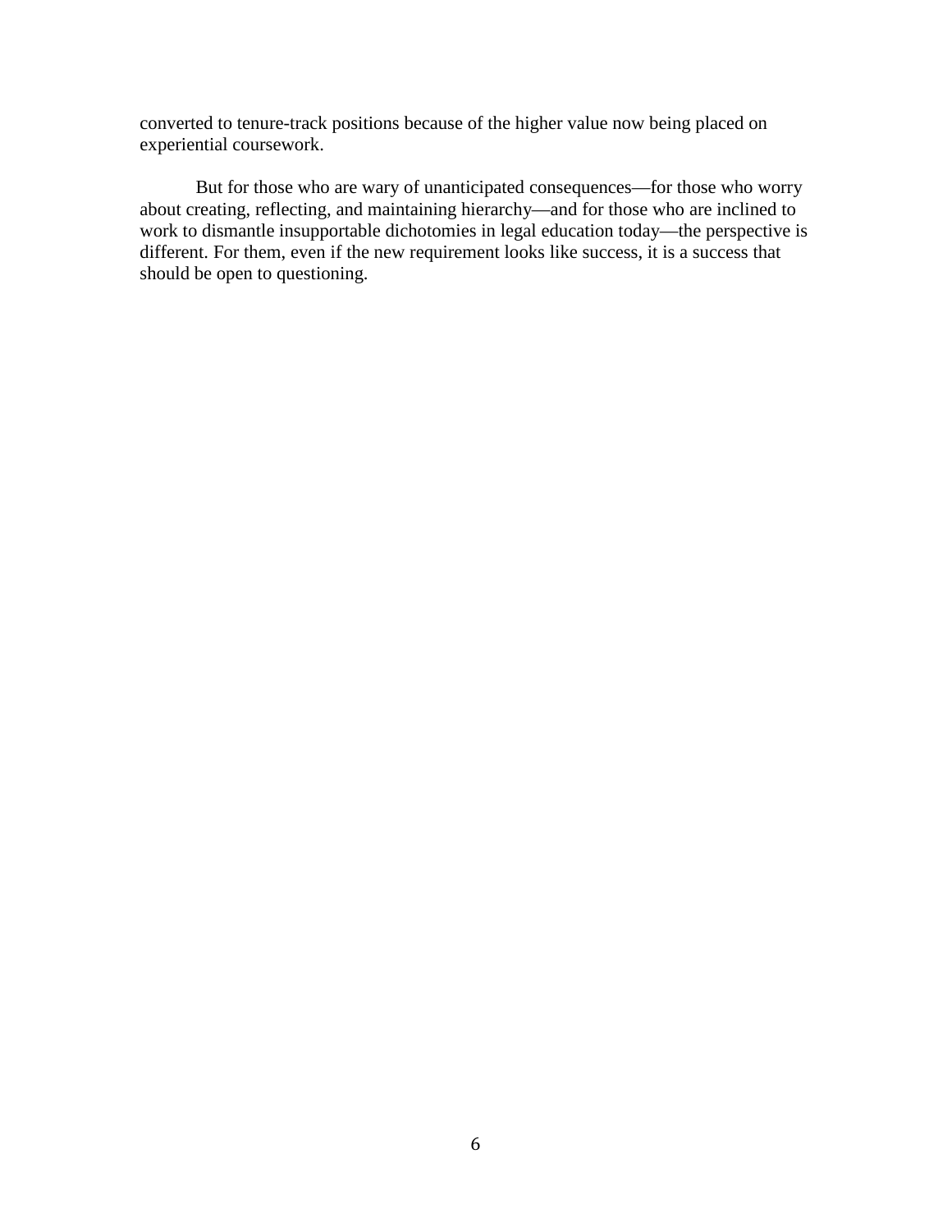converted to tenure-track positions because of the higher value now being placed on experiential coursework.

But for those who are wary of unanticipated consequences—for those who worry about creating, reflecting, and maintaining hierarchy—and for those who are inclined to work to dismantle insupportable dichotomies in legal education today—the perspective is different. For them, even if the new requirement looks like success, it is a success that should be open to questioning.